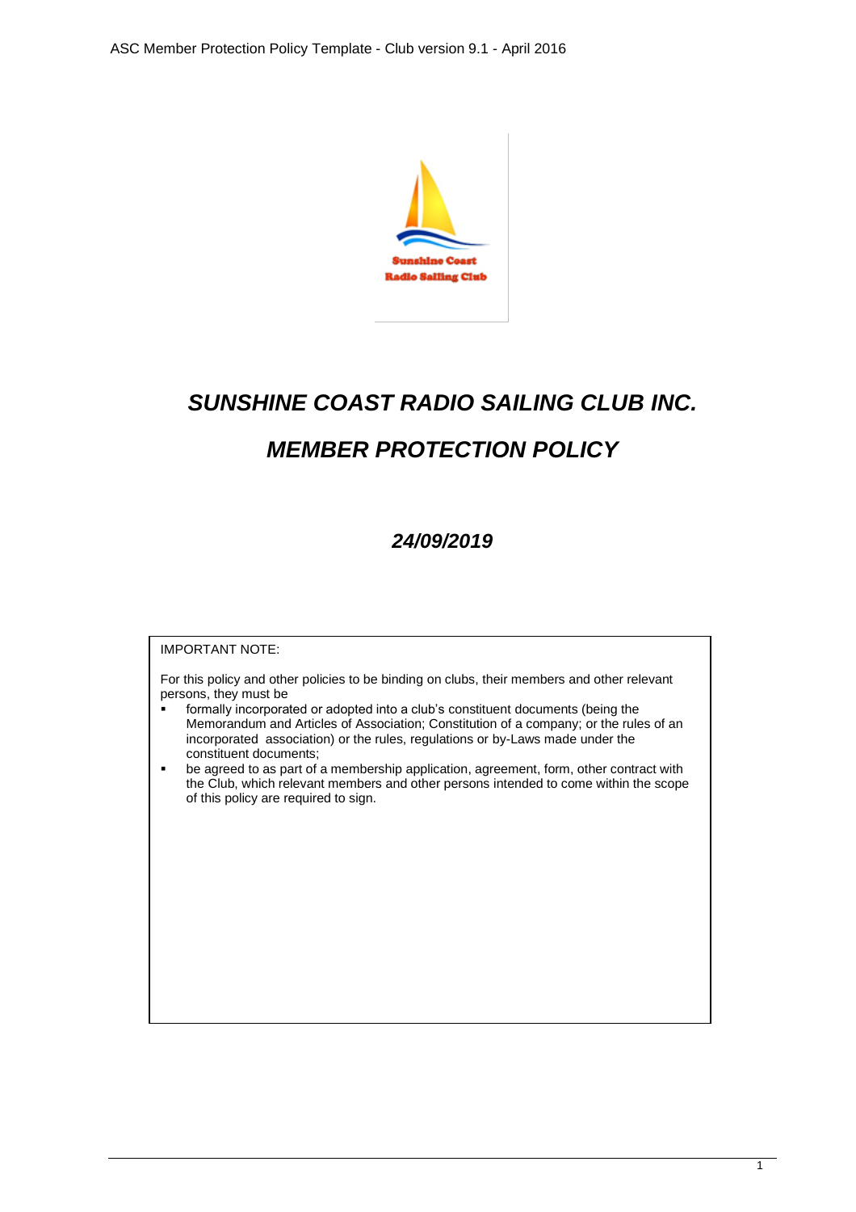# *SUNSHINE COAST RADIO SAILING CLUB INC.*

# *MEMBER PROTECTION POLICY*

### *24/09/2019*

IMPORTANT NOTE:

For this policy and other policies to be binding on clubs, their members and other relevant persons, they must be

- formally incorporated or adopted into a club's constituent documents (being the Memorandum and Articles of Association; Constitution of a company; or the rules of an incorporated association) or the rules, regulations or by-Laws made under the constituent documents;
- be agreed to as part of a membership application, agreement, form, other contract with the Club, which relevant members and other persons intended to come within the scope of this policy are required to sign.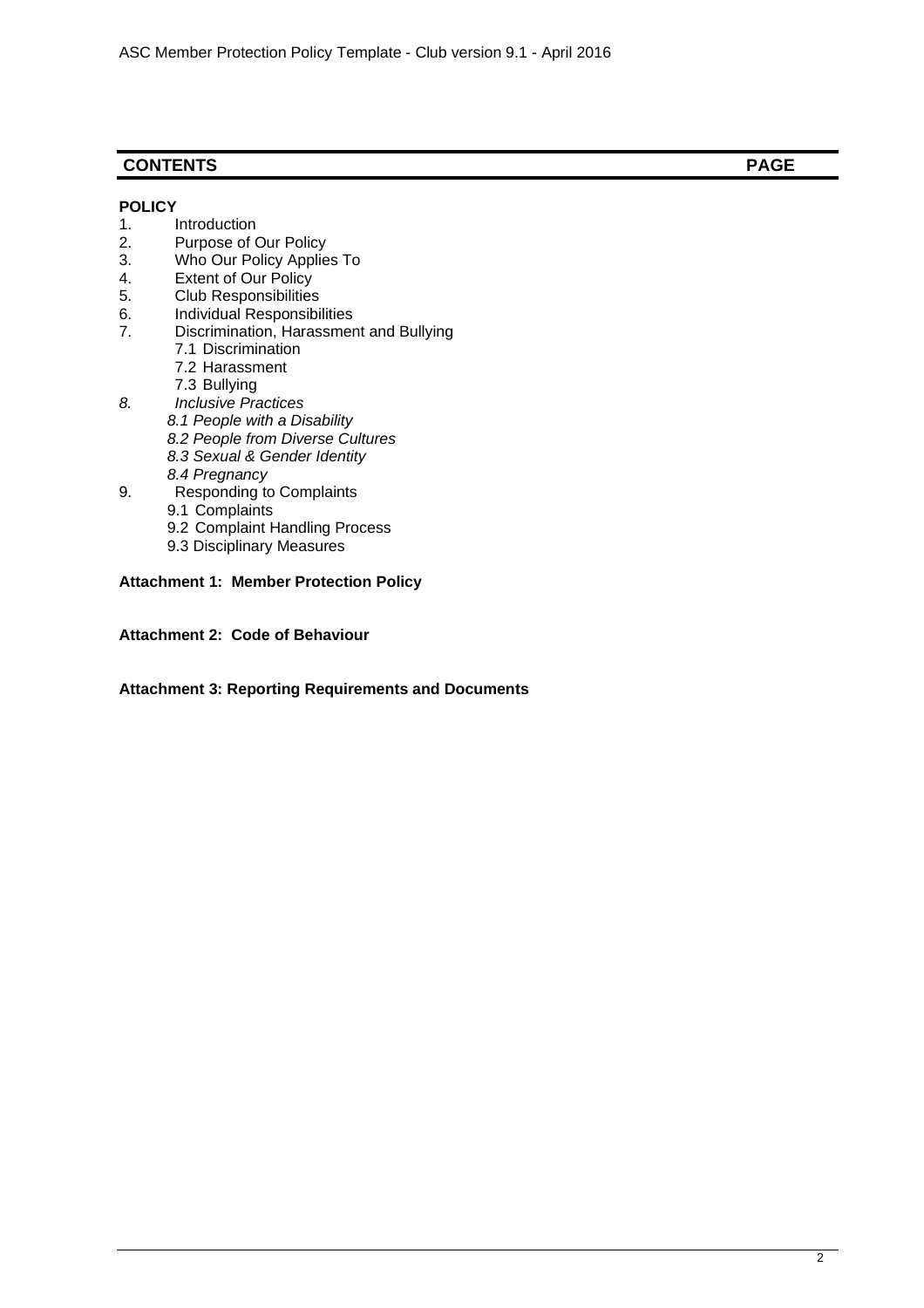| **CONTENTS** | **PAGE** |
|---|---|

**POLICY**

1. Introduction
2. Purpose of Our Policy
3. Who Our Policy Applies To
4. Extent of Our Policy
5. Club Responsibilities
6. Individual Responsibilities
7. Discrimination, Harassment and Bullying
   - 7.1 Discrimination
   - 7.2 Harassment
   - 7.3 Bullying
8. *Inclusive Practices*
   - *8.1 People with a Disability*
   - *8.2 People from Diverse Cultures*
   - *8.3 Sexual & Gender Identity*
   - *8.4 Pregnancy*
9. Responding to Complaints
   - 9.1 Complaints
   - 9.2 Complaint Handling Process
   - 9.3 Disciplinary Measures

**Attachment 1: Member Protection Policy**

**Attachment 2: Code of Behaviour**

**Attachment 3: Reporting Requirements and Documents**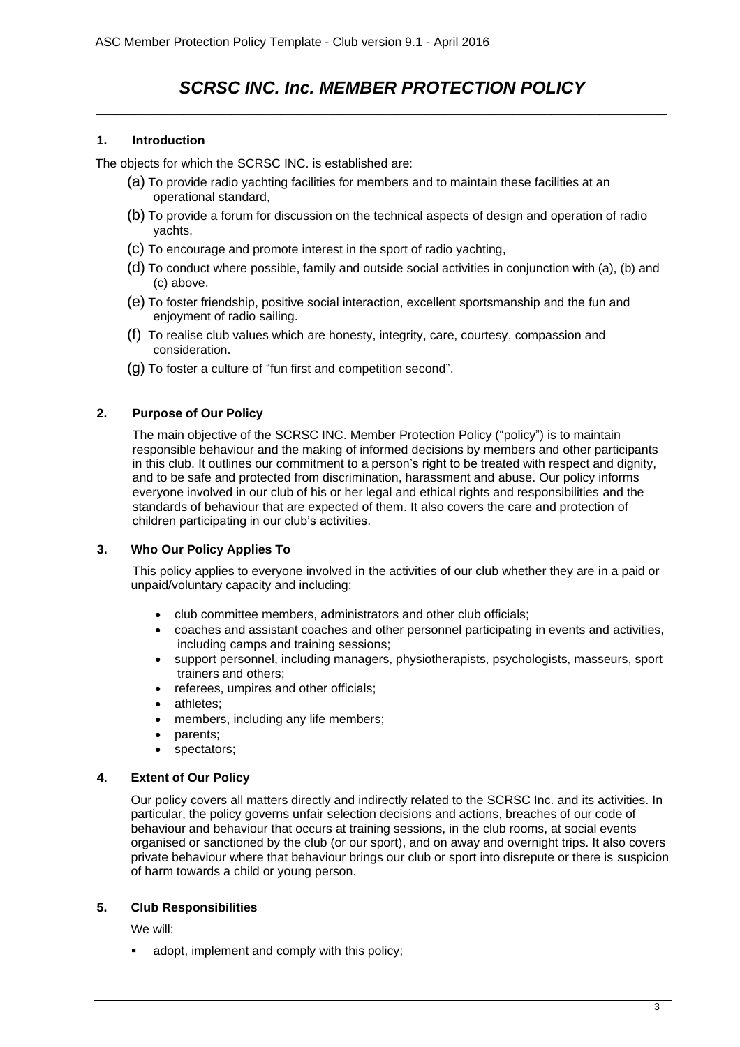# *SCRSC INC. Inc. MEMBER PROTECTION POLICY*

## 1. Introduction

The objects for which the SCRSC INC. is established are:

(a) To provide radio yachting facilities for members and to maintain these facilities at an operational standard,

(b) To provide a forum for discussion on the technical aspects of design and operation of radio yachts,

(c) To encourage and promote interest in the sport of radio yachting,

(d) To conduct where possible, family and outside social activities in conjunction with (a), (b) and (c) above.

(e) To foster friendship, positive social interaction, excellent sportsmanship and the fun and enjoyment of radio sailing.

(f) To realise club values which are honesty, integrity, care, courtesy, compassion and consideration.

(g) To foster a culture of "fun first and competition second".

## 2. Purpose of Our Policy

The main objective of the SCRSC INC. Member Protection Policy ("policy") is to maintain responsible behaviour and the making of informed decisions by members and other participants in this club. It outlines our commitment to a person's right to be treated with respect and dignity, and to be safe and protected from discrimination, harassment and abuse. Our policy informs everyone involved in our club of his or her legal and ethical rights and responsibilities and the standards of behaviour that are expected of them. It also covers the care and protection of children participating in our club's activities.

## 3. Who Our Policy Applies To

This policy applies to everyone involved in the activities of our club whether they are in a paid or unpaid/voluntary capacity and including:

- club committee members, administrators and other club officials;
- coaches and assistant coaches and other personnel participating in events and activities, including camps and training sessions;
- support personnel, including managers, physiotherapists, psychologists, masseurs, sport trainers and others;
- referees, umpires and other officials;
- athletes;
- members, including any life members;
- parents;
- spectators;

## 4. Extent of Our Policy

Our policy covers all matters directly and indirectly related to the SCRSC Inc. and its activities. In particular, the policy governs unfair selection decisions and actions, breaches of our code of behaviour and behaviour that occurs at training sessions, in the club rooms, at social events organised or sanctioned by the club (or our sport), and on away and overnight trips. It also covers private behaviour where that behaviour brings our club or sport into disrepute or there is suspicion of harm towards a child or young person.

## 5. Club Responsibilities

We will:

- adopt, implement and comply with this policy;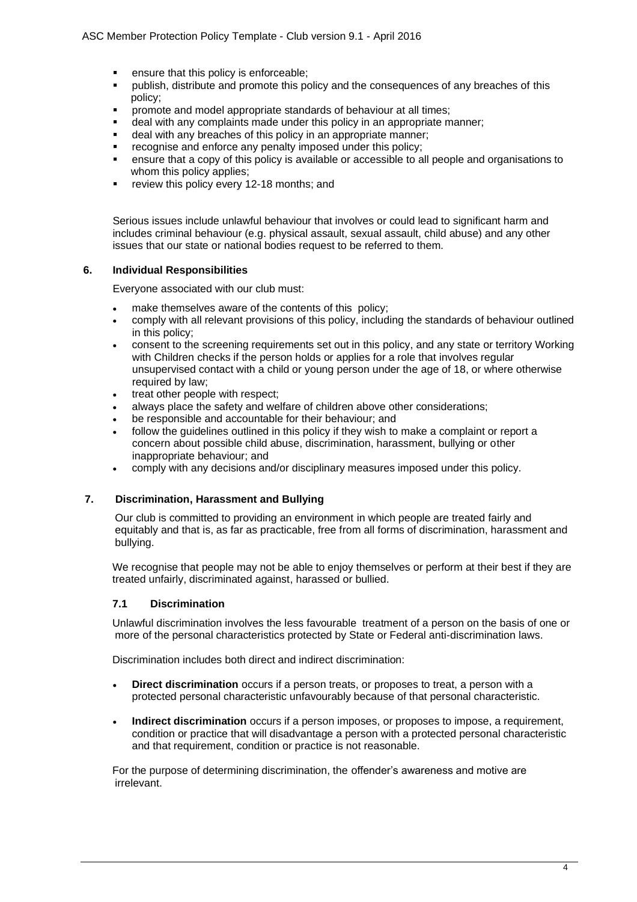- ensure that this policy is enforceable;
- publish, distribute and promote this policy and the consequences of any breaches of this policy;
- promote and model appropriate standards of behaviour at all times;
- deal with any complaints made under this policy in an appropriate manner;
- deal with any breaches of this policy in an appropriate manner;
- recognise and enforce any penalty imposed under this policy;
- ensure that a copy of this policy is available or accessible to all people and organisations to whom this policy applies;
- review this policy every 12-18 months; and

Serious issues include unlawful behaviour that involves or could lead to significant harm and includes criminal behaviour (e.g. physical assault, sexual assault, child abuse) and any other issues that our state or national bodies request to be referred to them.

## 6. Individual Responsibilities

Everyone associated with our club must:

- make themselves aware of the contents of this policy;
- comply with all relevant provisions of this policy, including the standards of behaviour outlined in this policy;
- consent to the screening requirements set out in this policy, and any state or territory Working with Children checks if the person holds or applies for a role that involves regular unsupervised contact with a child or young person under the age of 18, or where otherwise required by law;
- treat other people with respect;
- always place the safety and welfare of children above other considerations;
- be responsible and accountable for their behaviour; and
- follow the guidelines outlined in this policy if they wish to make a complaint or report a concern about possible child abuse, discrimination, harassment, bullying or other inappropriate behaviour; and
- comply with any decisions and/or disciplinary measures imposed under this policy.

## 7. Discrimination, Harassment and Bullying

Our club is committed to providing an environment in which people are treated fairly and equitably and that is, as far as practicable, free from all forms of discrimination, harassment and bullying.

We recognise that people may not be able to enjoy themselves or perform at their best if they are treated unfairly, discriminated against, harassed or bullied.

### 7.1 Discrimination

Unlawful discrimination involves the less favourable treatment of a person on the basis of one or more of the personal characteristics protected by State or Federal anti-discrimination laws.

Discrimination includes both direct and indirect discrimination:

- **Direct discrimination** occurs if a person treats, or proposes to treat, a person with a protected personal characteristic unfavourably because of that personal characteristic.
- **Indirect discrimination** occurs if a person imposes, or proposes to impose, a requirement, condition or practice that will disadvantage a person with a protected personal characteristic and that requirement, condition or practice is not reasonable.

For the purpose of determining discrimination, the offender's awareness and motive are irrelevant.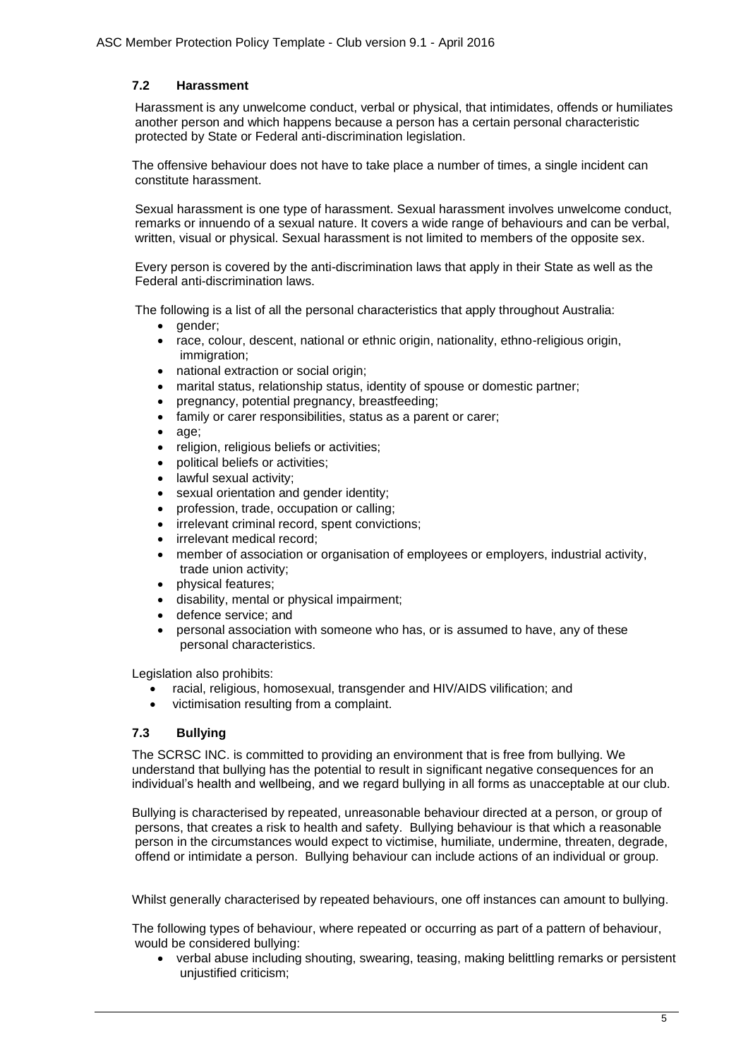### 7.2 Harassment

Harassment is any unwelcome conduct, verbal or physical, that intimidates, offends or humiliates another person and which happens because a person has a certain personal characteristic protected by State or Federal anti-discrimination legislation.

The offensive behaviour does not have to take place a number of times, a single incident can constitute harassment.

Sexual harassment is one type of harassment. Sexual harassment involves unwelcome conduct, remarks or innuendo of a sexual nature. It covers a wide range of behaviours and can be verbal, written, visual or physical. Sexual harassment is not limited to members of the opposite sex.

Every person is covered by the anti-discrimination laws that apply in their State as well as the Federal anti-discrimination laws.

The following is a list of all the personal characteristics that apply throughout Australia:

- gender;
- race, colour, descent, national or ethnic origin, nationality, ethno-religious origin, immigration;
- national extraction or social origin;
- marital status, relationship status, identity of spouse or domestic partner;
- pregnancy, potential pregnancy, breastfeeding;
- family or carer responsibilities, status as a parent or carer;
- age;
- religion, religious beliefs or activities;
- political beliefs or activities;
- lawful sexual activity;
- sexual orientation and gender identity;
- profession, trade, occupation or calling;
- irrelevant criminal record, spent convictions;
- irrelevant medical record;
- member of association or organisation of employees or employers, industrial activity, trade union activity;
- physical features;
- disability, mental or physical impairment;
- defence service; and
- personal association with someone who has, or is assumed to have, any of these personal characteristics.

Legislation also prohibits:

- racial, religious, homosexual, transgender and HIV/AIDS vilification; and
- victimisation resulting from a complaint.

### 7.3 Bullying

The SCRSC INC. is committed to providing an environment that is free from bullying. We understand that bullying has the potential to result in significant negative consequences for an individual's health and wellbeing, and we regard bullying in all forms as unacceptable at our club.

Bullying is characterised by repeated, unreasonable behaviour directed at a person, or group of persons, that creates a risk to health and safety. Bullying behaviour is that which a reasonable person in the circumstances would expect to victimise, humiliate, undermine, threaten, degrade, offend or intimidate a person. Bullying behaviour can include actions of an individual or group.

Whilst generally characterised by repeated behaviours, one off instances can amount to bullying.

The following types of behaviour, where repeated or occurring as part of a pattern of behaviour, would be considered bullying:

- verbal abuse including shouting, swearing, teasing, making belittling remarks or persistent unjustified criticism;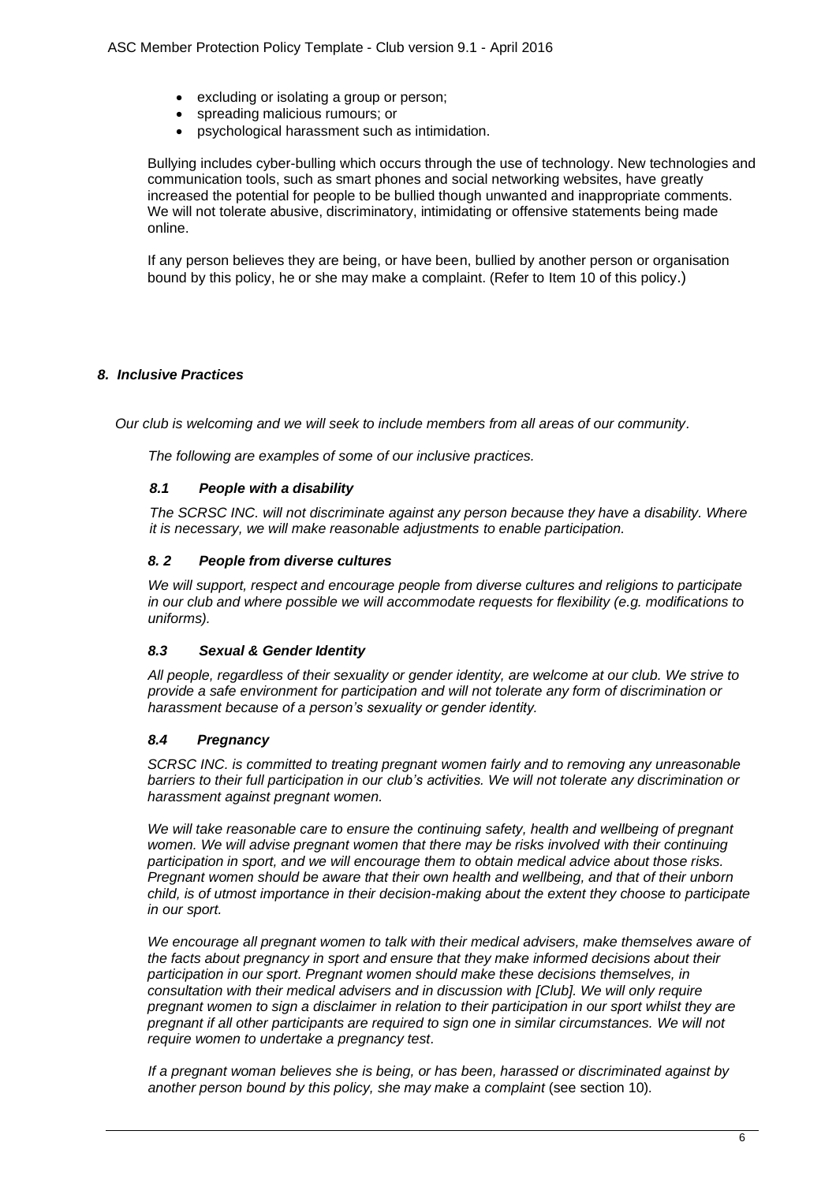- excluding or isolating a group or person;
- spreading malicious rumours; or
- psychological harassment such as intimidation.

Bullying includes cyber-bulling which occurs through the use of technology. New technologies and communication tools, such as smart phones and social networking websites, have greatly increased the potential for people to be bullied though unwanted and inappropriate comments. We will not tolerate abusive, discriminatory, intimidating or offensive statements being made online.

If any person believes they are being, or have been, bullied by another person or organisation bound by this policy, he or she may make a complaint. (Refer to Item 10 of this policy.)

## *8. Inclusive Practices*

*Our club is welcoming and we will seek to include members from all areas of our community.*

*The following are examples of some of our inclusive practices.*

### *8.1 People with a disability*

*The SCRSC INC. will not discriminate against any person because they have a disability. Where it is necessary, we will make reasonable adjustments to enable participation.*

### *8. 2 People from diverse cultures*

*We will support, respect and encourage people from diverse cultures and religions to participate in our club and where possible we will accommodate requests for flexibility (e.g. modifications to uniforms).*

### *8.3 Sexual & Gender Identity*

*All people, regardless of their sexuality or gender identity, are welcome at our club. We strive to provide a safe environment for participation and will not tolerate any form of discrimination or harassment because of a person's sexuality or gender identity.*

### *8.4 Pregnancy*

*SCRSC INC. is committed to treating pregnant women fairly and to removing any unreasonable barriers to their full participation in our club's activities. We will not tolerate any discrimination or harassment against pregnant women.*

*We will take reasonable care to ensure the continuing safety, health and wellbeing of pregnant women. We will advise pregnant women that there may be risks involved with their continuing participation in sport, and we will encourage them to obtain medical advice about those risks. Pregnant women should be aware that their own health and wellbeing, and that of their unborn child, is of utmost importance in their decision-making about the extent they choose to participate in our sport.*

*We encourage all pregnant women to talk with their medical advisers, make themselves aware of the facts about pregnancy in sport and ensure that they make informed decisions about their participation in our sport. Pregnant women should make these decisions themselves, in consultation with their medical advisers and in discussion with [Club]. We will only require pregnant women to sign a disclaimer in relation to their participation in our sport whilst they are pregnant if all other participants are required to sign one in similar circumstances. We will not require women to undertake a pregnancy test.*

*If a pregnant woman believes she is being, or has been, harassed or discriminated against by another person bound by this policy, she may make a complaint* (see section 10)*.*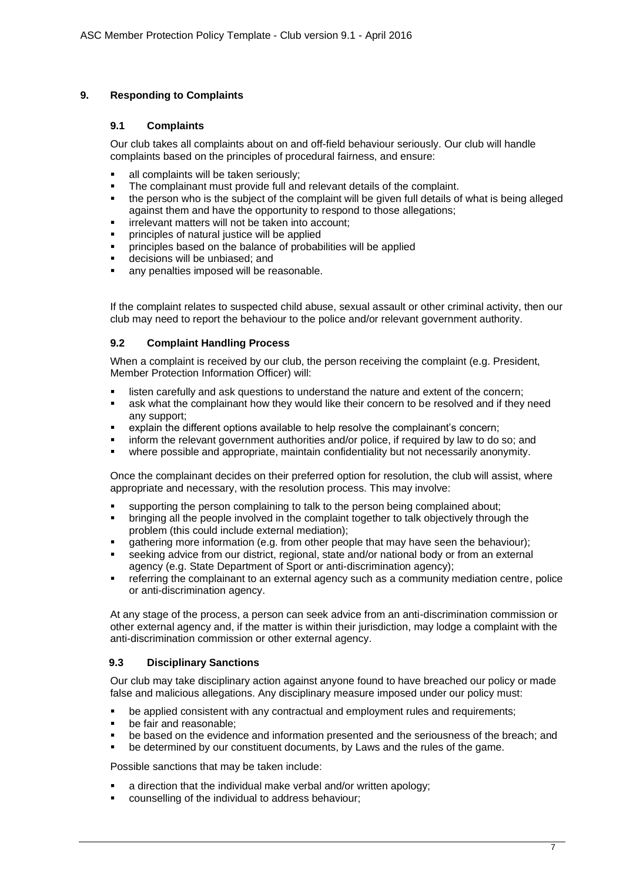## 9. Responding to Complaints

### 9.1 Complaints

Our club takes all complaints about on and off-field behaviour seriously. Our club will handle complaints based on the principles of procedural fairness, and ensure:

- all complaints will be taken seriously;
- The complainant must provide full and relevant details of the complaint.
- the person who is the subject of the complaint will be given full details of what is being alleged against them and have the opportunity to respond to those allegations;
- irrelevant matters will not be taken into account;
- principles of natural justice will be applied
- principles based on the balance of probabilities will be applied
- decisions will be unbiased; and
- any penalties imposed will be reasonable.

If the complaint relates to suspected child abuse, sexual assault or other criminal activity, then our club may need to report the behaviour to the police and/or relevant government authority.

### 9.2 Complaint Handling Process

When a complaint is received by our club, the person receiving the complaint (e.g. President, Member Protection Information Officer) will:

- listen carefully and ask questions to understand the nature and extent of the concern;
- ask what the complainant how they would like their concern to be resolved and if they need any support;
- explain the different options available to help resolve the complainant's concern;
- inform the relevant government authorities and/or police, if required by law to do so; and
- where possible and appropriate, maintain confidentiality but not necessarily anonymity.

Once the complainant decides on their preferred option for resolution, the club will assist, where appropriate and necessary, with the resolution process. This may involve:

- supporting the person complaining to talk to the person being complained about;
- bringing all the people involved in the complaint together to talk objectively through the problem (this could include external mediation);
- gathering more information (e.g. from other people that may have seen the behaviour);
- seeking advice from our district, regional, state and/or national body or from an external agency (e.g. State Department of Sport or anti-discrimination agency);
- referring the complainant to an external agency such as a community mediation centre, police or anti-discrimination agency.

At any stage of the process, a person can seek advice from an anti-discrimination commission or other external agency and, if the matter is within their jurisdiction, may lodge a complaint with the anti-discrimination commission or other external agency.

### 9.3 Disciplinary Sanctions

Our club may take disciplinary action against anyone found to have breached our policy or made false and malicious allegations. Any disciplinary measure imposed under our policy must:

- be applied consistent with any contractual and employment rules and requirements;
- be fair and reasonable;
- be based on the evidence and information presented and the seriousness of the breach; and
- be determined by our constituent documents, by Laws and the rules of the game.

Possible sanctions that may be taken include:

- a direction that the individual make verbal and/or written apology;
- counselling of the individual to address behaviour;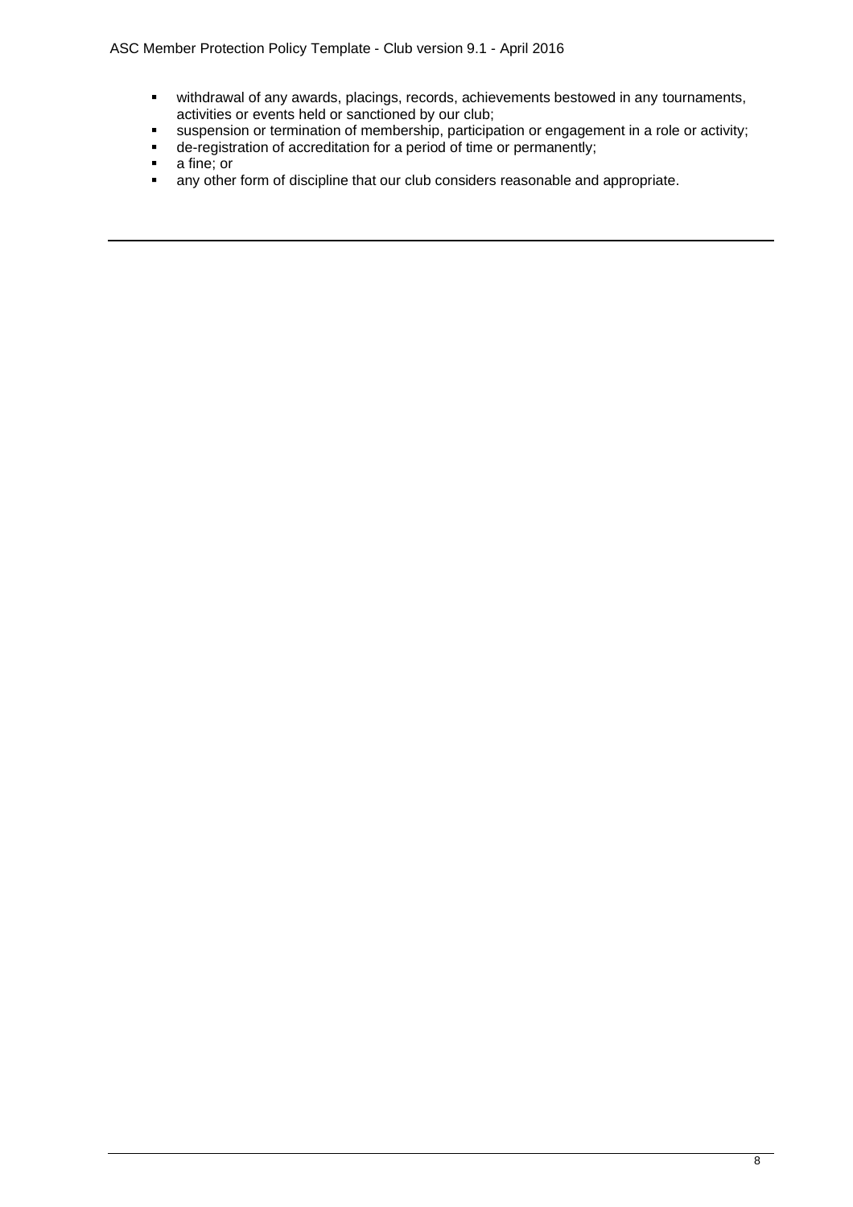- withdrawal of any awards, placings, records, achievements bestowed in any tournaments, activities or events held or sanctioned by our club;
- suspension or termination of membership, participation or engagement in a role or activity;
- de-registration of accreditation for a period of time or permanently;
- a fine; or
- any other form of discipline that our club considers reasonable and appropriate.

---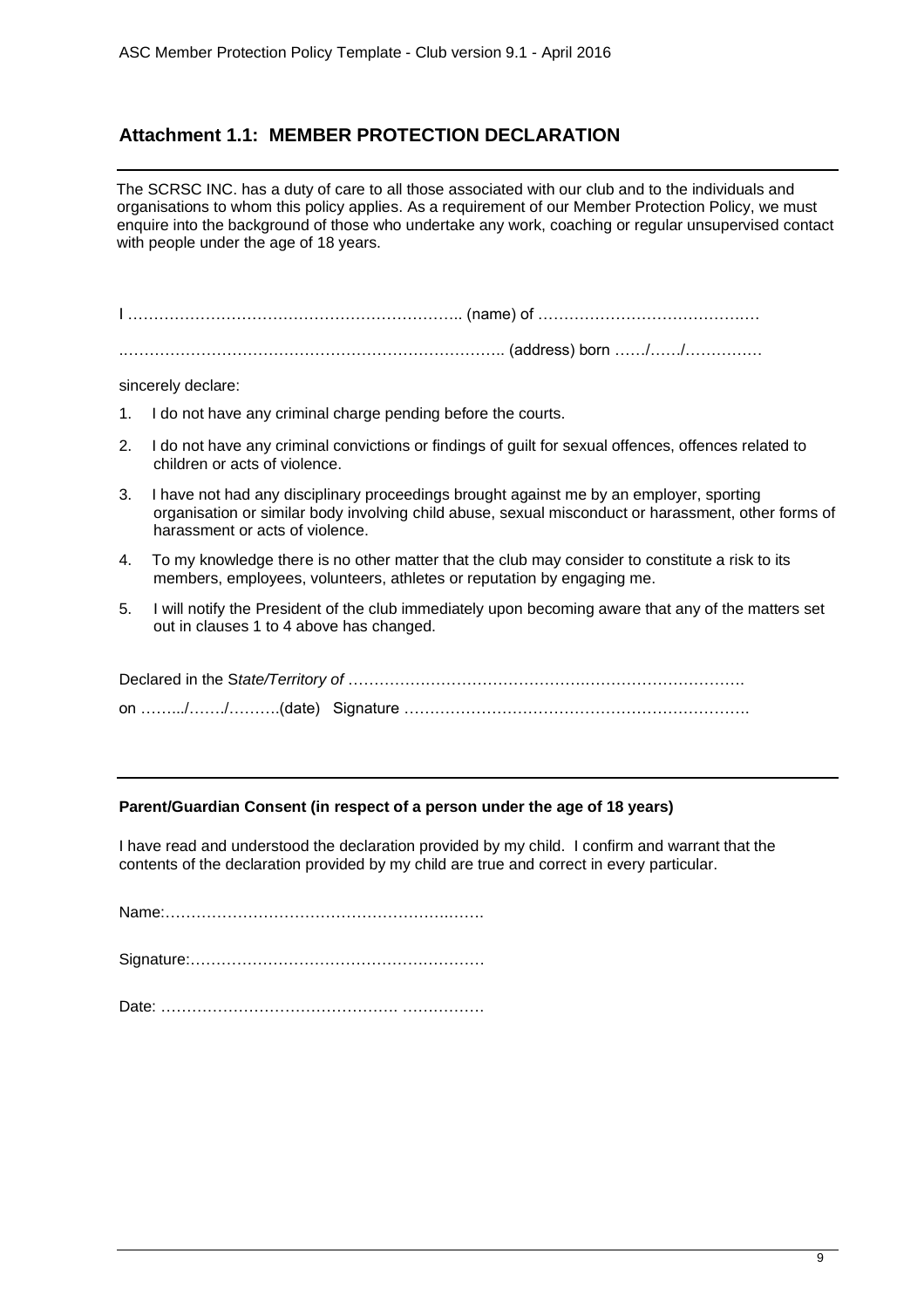## Attachment 1.1: MEMBER PROTECTION DECLARATION

---

The SCRSC INC. has a duty of care to all those associated with our club and to the individuals and organisations to whom this policy applies. As a requirement of our Member Protection Policy, we must enquire into the background of those who undertake any work, coaching or regular unsupervised contact with people under the age of 18 years.

I ……………………………………………………….. (name) of ……………………………………

……………………………………………………………….. (address) born ……/……/……………

sincerely declare:

1. I do not have any criminal charge pending before the courts.
2. I do not have any criminal convictions or findings of guilt for sexual offences, offences related to children or acts of violence.
3. I have not had any disciplinary proceedings brought against me by an employer, sporting organisation or similar body involving child abuse, sexual misconduct or harassment, other forms of harassment or acts of violence.
4. To my knowledge there is no other matter that the club may consider to constitute a risk to its members, employees, volunteers, athletes or reputation by engaging me.
5. I will notify the President of the club immediately upon becoming aware that any of the matters set out in clauses 1 to 4 above has changed.

Declared in the S*tate/Territory of* …………………………………………………………………

on ……../……./……….(date) Signature ………………………………………………………….

---

**Parent/Guardian Consent (in respect of a person under the age of 18 years)**

I have read and understood the declaration provided by my child. I confirm and warrant that the contents of the declaration provided by my child are true and correct in every particular.

Name:……………………………………………………

Signature:…………………………………………………

Date: ………………………………………. …………….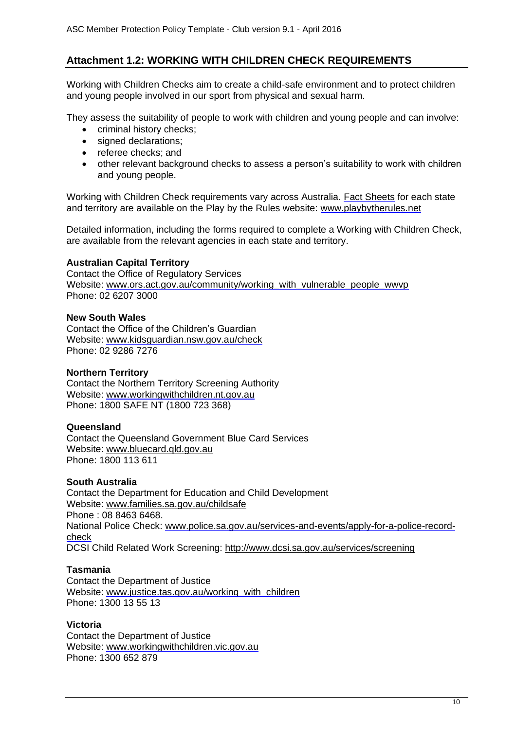## Attachment 1.2: WORKING WITH CHILDREN CHECK REQUIREMENTS

Working with Children Checks aim to create a child-safe environment and to protect children and young people involved in our sport from physical and sexual harm.

They assess the suitability of people to work with children and young people and can involve:

- criminal history checks;
- signed declarations;
- referee checks; and
- other relevant background checks to assess a person's suitability to work with children and young people.

Working with Children Check requirements vary across Australia. Fact Sheets for each state and territory are available on the Play by the Rules website: www.playbytherules.net

Detailed information, including the forms required to complete a Working with Children Check, are available from the relevant agencies in each state and territory.

**Australian Capital Territory**
Contact the Office of Regulatory Services
Website: www.ors.act.gov.au/community/working_with_vulnerable_people_wwvp
Phone: 02 6207 3000

**New South Wales**
Contact the Office of the Children's Guardian
Website: www.kidsguardian.nsw.gov.au/check
Phone: 02 9286 7276

**Northern Territory**
Contact the Northern Territory Screening Authority
Website: www.workingwithchildren.nt.gov.au
Phone: 1800 SAFE NT (1800 723 368)

**Queensland**
Contact the Queensland Government Blue Card Services
Website: www.bluecard.qld.gov.au
Phone: 1800 113 611

**South Australia**
Contact the Department for Education and Child Development
Website: www.families.sa.gov.au/childsafe
Phone : 08 8463 6468.
National Police Check: www.police.sa.gov.au/services-and-events/apply-for-a-police-record-check
DCSI Child Related Work Screening: http://www.dcsi.sa.gov.au/services/screening

**Tasmania**
Contact the Department of Justice
Website: www.justice.tas.gov.au/working_with_children
Phone: 1300 13 55 13

**Victoria**
Contact the Department of Justice
Website: www.workingwithchildren.vic.gov.au
Phone: 1300 652 879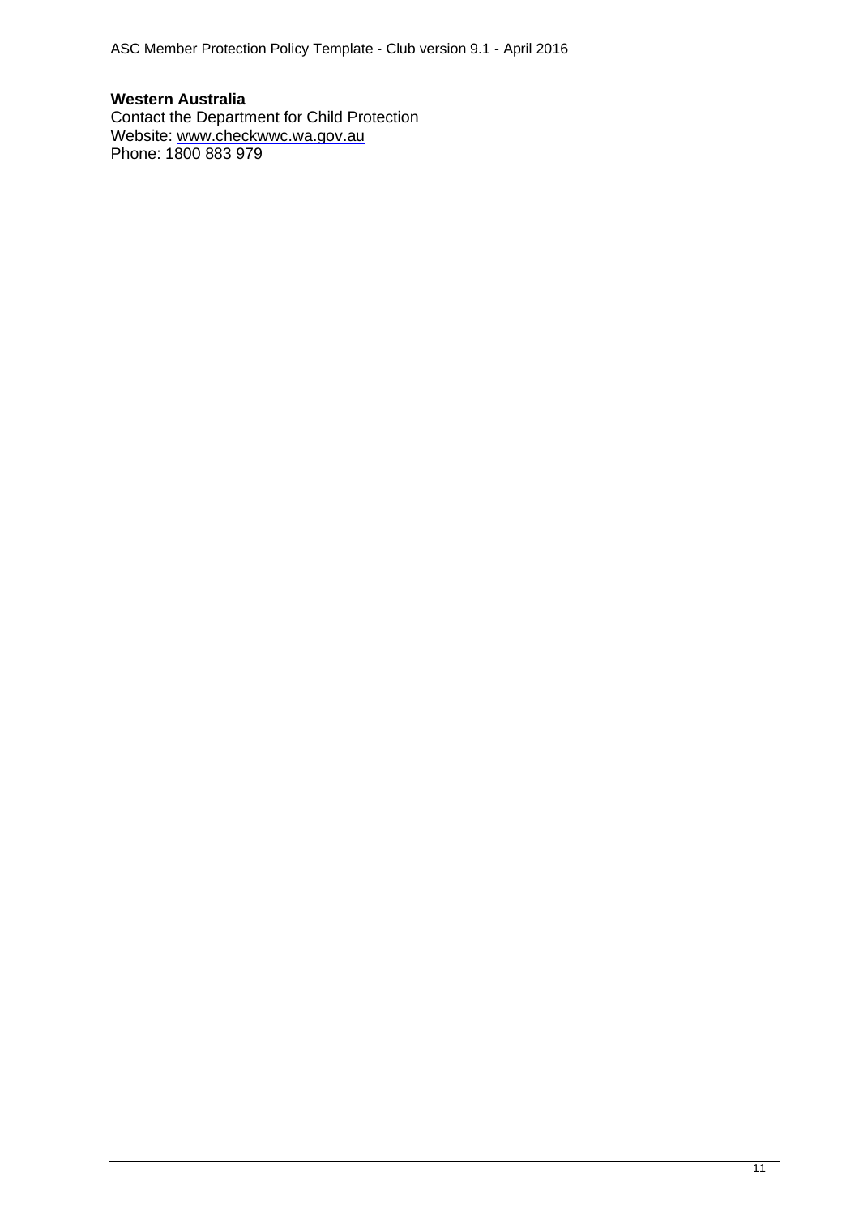**Western Australia**
Contact the Department for Child Protection
Website: www.checkwwc.wa.gov.au
Phone: 1800 883 979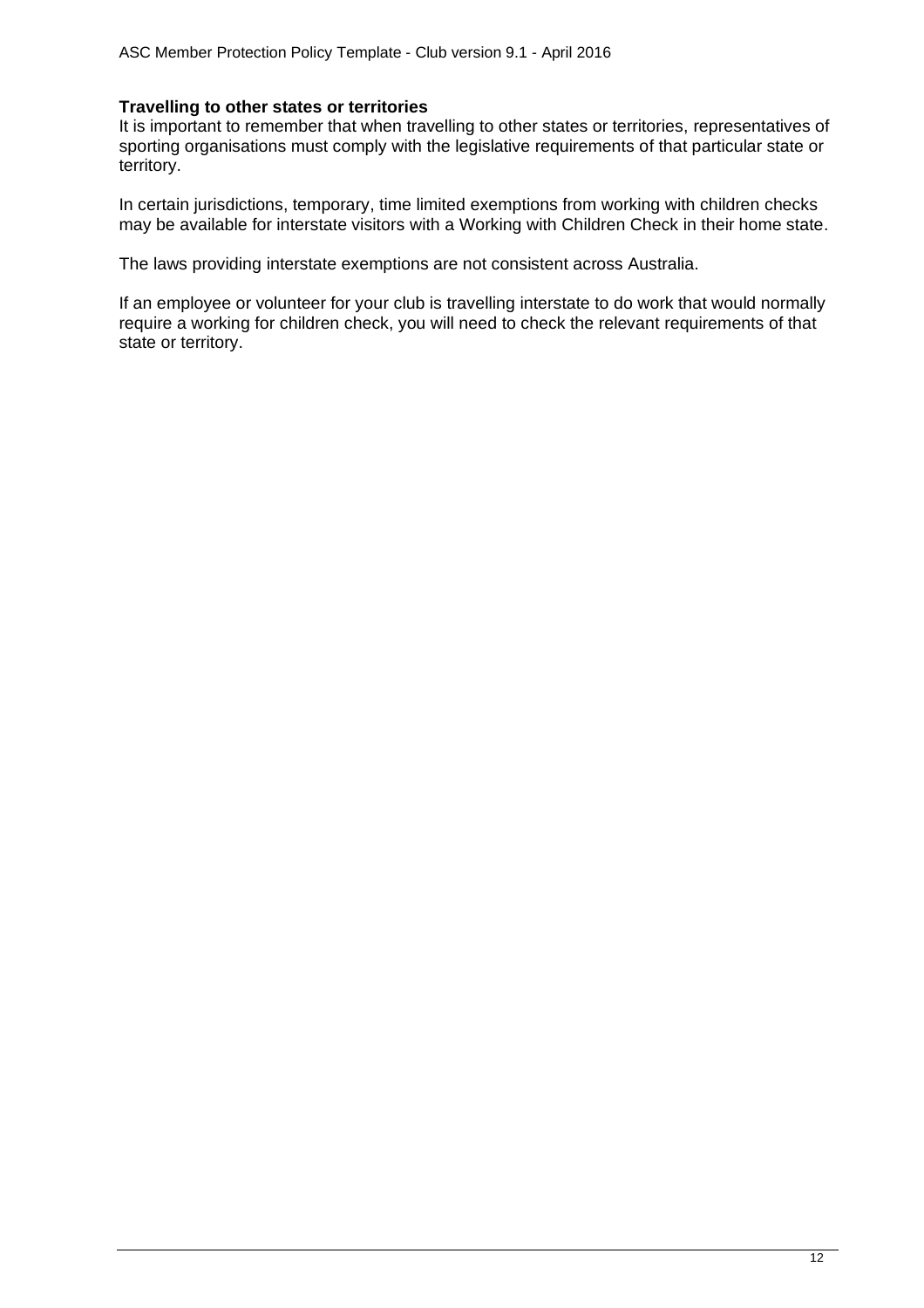**Travelling to other states or territories**

It is important to remember that when travelling to other states or territories, representatives of sporting organisations must comply with the legislative requirements of that particular state or territory.

In certain jurisdictions, temporary, time limited exemptions from working with children checks may be available for interstate visitors with a Working with Children Check in their home state.

The laws providing interstate exemptions are not consistent across Australia.

If an employee or volunteer for your club is travelling interstate to do work that would normally require a working for children check, you will need to check the relevant requirements of that state or territory.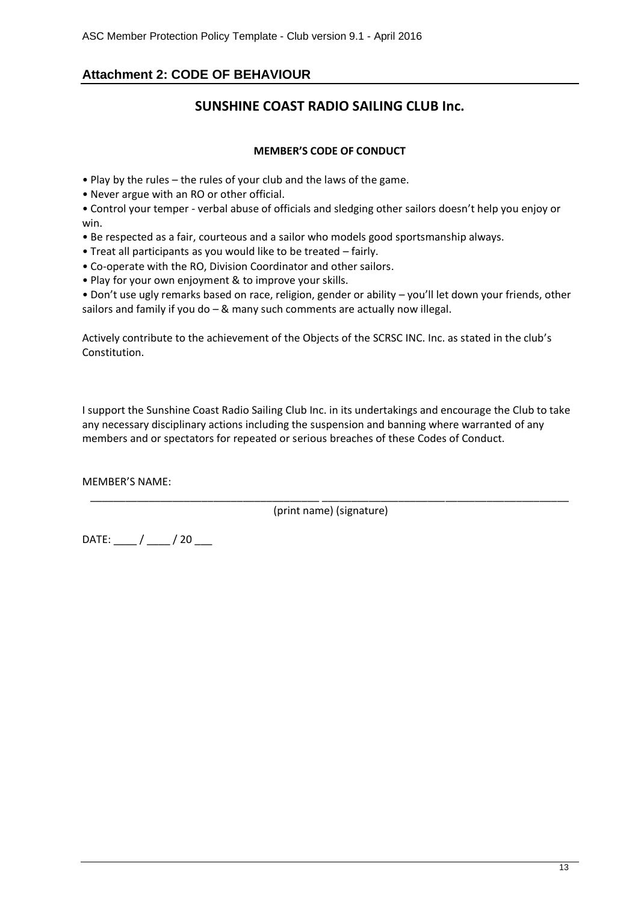## Attachment 2: CODE OF BEHAVIOUR

# SUNSHINE COAST RADIO SAILING CLUB Inc.

**MEMBER'S CODE OF CONDUCT**

- Play by the rules – the rules of your club and the laws of the game.
- Never argue with an RO or other official.
- Control your temper - verbal abuse of officials and sledging other sailors doesn't help you enjoy or win.
- Be respected as a fair, courteous and a sailor who models good sportsmanship always.
- Treat all participants as you would like to be treated – fairly.
- Co-operate with the RO, Division Coordinator and other sailors.
- Play for your own enjoyment & to improve your skills.
- Don't use ugly remarks based on race, religion, gender or ability – you'll let down your friends, other sailors and family if you do – & many such comments are actually now illegal.

Actively contribute to the achievement of the Objects of the SCRSC INC. Inc. as stated in the club's Constitution.

I support the Sunshine Coast Radio Sailing Club Inc. in its undertakings and encourage the Club to take any necessary disciplinary actions including the suspension and banning where warranted of any members and or spectators for repeated or serious breaches of these Codes of Conduct.

MEMBER'S NAME:

_______________________________________ __________________________________________

(print name) (signature)

DATE: ____ / ____ / 20 ___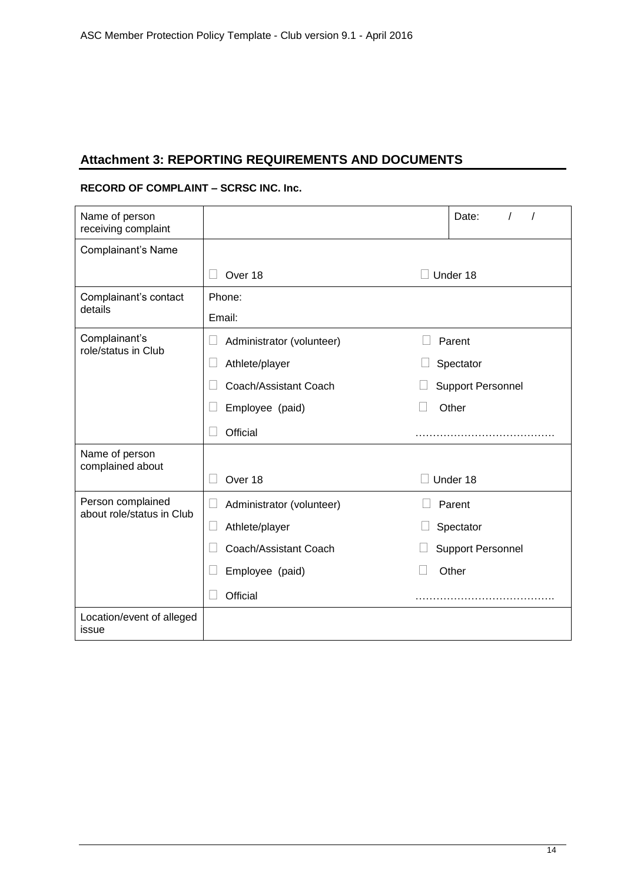## Attachment 3: REPORTING REQUIREMENTS AND DOCUMENTS

### RECORD OF COMPLAINT – SCRSC INC. Inc.

| | | |
|---|---|---|
| Name of person receiving complaint | | Date: / / |
| Complainant's Name | <br>☐ Over 18 | <br>☐ Under 18 |
| Complainant's contact details | Phone:<br>Email: | |
| Complainant's role/status in Club | ☐ Administrator (volunteer)<br>☐ Athlete/player<br>☐ Coach/Assistant Coach<br>☐ Employee (paid)<br>☐ Official | ☐ Parent<br>☐ Spectator<br>☐ Support Personnel<br>☐ Other<br>…………………………………. |
| Name of person complained about | <br>☐ Over 18 | <br>☐ Under 18 |
| Person complained about role/status in Club | ☐ Administrator (volunteer)<br>☐ Athlete/player<br>☐ Coach/Assistant Coach<br>☐ Employee (paid)<br>☐ Official | ☐ Parent<br>☐ Spectator<br>☐ Support Personnel<br>☐ Other<br>…………………………………. |
| Location/event of alleged issue | | |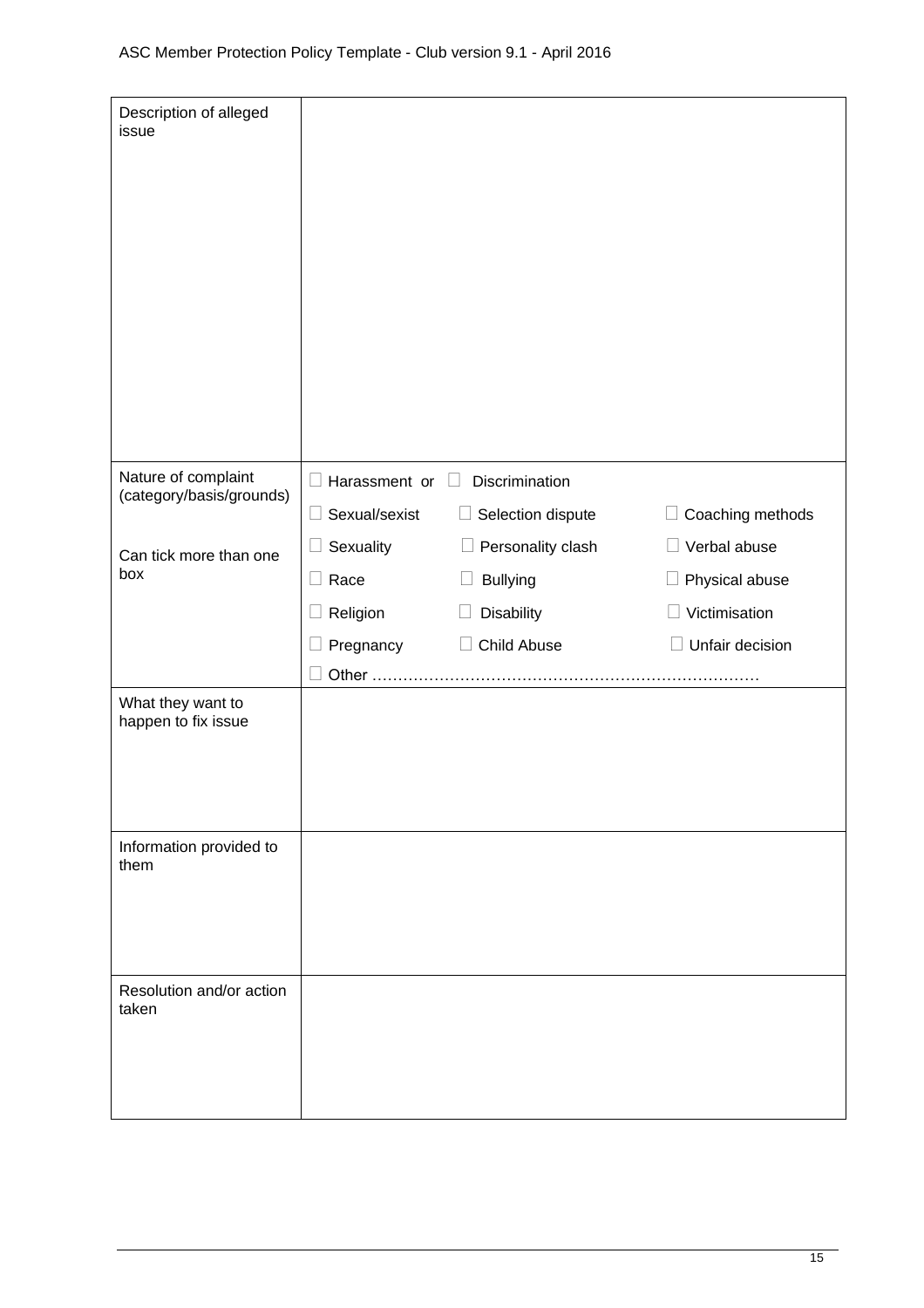| Description of alleged issue | |
|---|---|
| Nature of complaint (category/basis/grounds)<br><br>Can tick more than one box | ☐ Harassment or ☐ Discrimination<br>☐ Sexual/sexist ☐ Selection dispute ☐ Coaching methods<br>☐ Sexuality ☐ Personality clash ☐ Verbal abuse<br>☐ Race ☐ Bullying ☐ Physical abuse<br>☐ Religion ☐ Disability ☐ Victimisation<br>☐ Pregnancy ☐ Child Abuse ☐ Unfair decision<br>☐ Other ………………………………………………………………… |
| What they want to happen to fix issue | |
| Information provided to them | |
| Resolution and/or action taken | |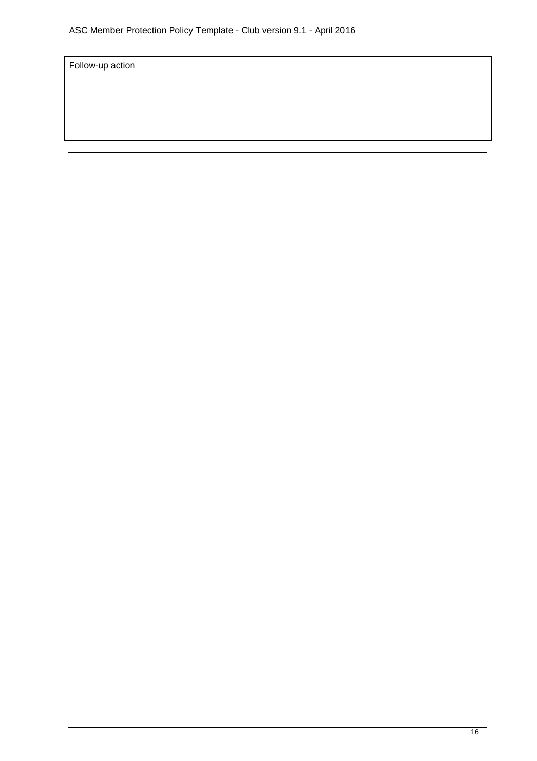| | |
|---|---|
| Follow-up action | |